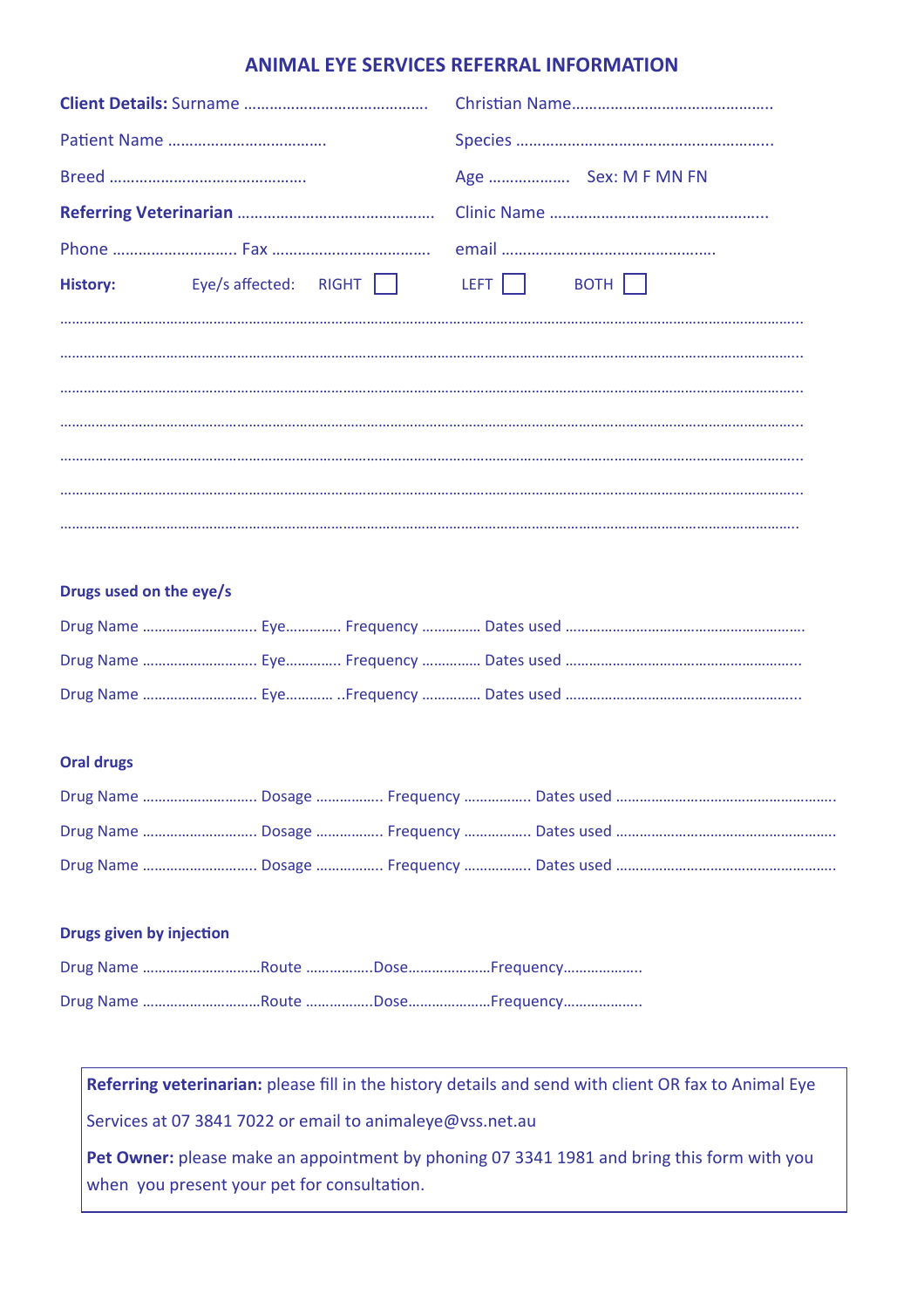# ANIMAL EYE SERVICES REFERRAL INFORMATION

**Client Details:** Surname …………………………………… Christian Name…………………………………………

Patient Name ……………………………… Species ……………………………………………………

Breed ……………………………………… Age ……………… Sex: M F MN FN

**Referring Veterinarian** ……………………………………… Clinic Name ……………………………………………

Phone ……………………… Fax ……………………………… email ……………………………………………

**History:** Eye/s affected: RIGHT ☐ LEFT ☐ BOTH ☐

……………………………………………………………………………………………………………………………………………

……………………………………………………………………………………………………………………………………………

……………………………………………………………………………………………………………………………………………

……………………………………………………………………………………………………………………………………………

……………………………………………………………………………………………………………………………………………

……………………………………………………………………………………………………………………………………………

……………………………………………………………………………………………………………………………………………

**Drugs used on the eye/s**

Drug Name ……………………… Eye………… Frequency ………… Dates used ……………………………………………

Drug Name ……………………… Eye………… Frequency ………… Dates used ……………………………………………

Drug Name ……………………… Eye……… ..Frequency ………… Dates used ……………………………………………

**Oral drugs**

Drug Name ……………………… Dosage …………… Frequency …………… Dates used ……………………………………………

Drug Name ……………………… Dosage …………… Frequency …………… Dates used ……………………………………………

Drug Name ……………………… Dosage …………… Frequency …………… Dates used ……………………………………………

**Drugs given by injection**

Drug Name ………………………Route ……………Dose…………………Frequency………………..

Drug Name ………………………Route ……………Dose…………………Frequency………………..

**Referring veterinarian:** please fill in the history details and send with client OR fax to Animal Eye Services at 07 3841 7022 or email to animaleye@vss.net.au

**Pet Owner:** please make an appointment by phoning 07 3341 1981 and bring this form with you when you present your pet for consultation.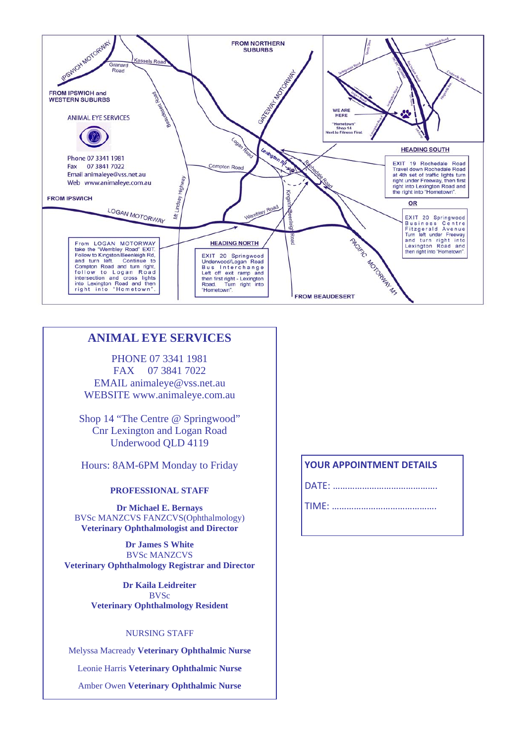FROM NORTHERN SUBURBS

FROM IPSWICH and WESTERN SUBURBS

ANIMAL EYE SERVICES

Phone 07 3341 1981
Fax 07 3841 7022
Email animaleye@vss.net.au
Web www.animaleye.com.au

FROM IPSWICH

From LOGAN MOTORWAY take the "Wembley Road" EXIT. Follow to Kingston/Beenleigh Rd, and turn left. Continue to Compton Road and turn right, follow to Logan Road intersection and cross lights into Lexington Road and then right into "Hometown".

**HEADING NORTH**

EXIT 20 Springwood Underwood/Logan Road Bus Interchange Left off exit ramp and then first right - Lexington Road. Turn right into "Hometown".

WE ARE HERE
"Hometown" Shop 14 Next to Fitness First

**HEADING SOUTH**

EXIT 19 Rochedale Road Travel down Rochedale Road at 4th set of traffic lights turn right under Freeway, then first right into Lexington Road and the right into "Hometown".

**OR**

EXIT 20 Springwood Business Centre Fitzgerald Avenue Turn left under Freeway and turn right into Lexington Road and then right into "Hometown".

FROM BEAUDESERT

# ANIMAL EYE SERVICES

PHONE 07 3341 1981
FAX 07 3841 7022
EMAIL animaleye@vss.net.au
WEBSITE www.animaleye.com.au

Shop 14 "The Centre @ Springwood"
Cnr Lexington and Logan Road
Underwood QLD 4119

Hours: 8AM-6PM Monday to Friday

**PROFESSIONAL STAFF**

**Dr Michael E. Bernays**
BVSc MANZCVS FANZCVS(Ophthalmology)
**Veterinary Ophthalmologist and Director**

**Dr James S White**
BVSc MANZCVS
**Veterinary Ophthalmology Registrar and Director**

**Dr Kaila Leidreiter**
BVSc
**Veterinary Ophthalmology Resident**

NURSING STAFF

Melyssa Macready **Veterinary Ophthalmic Nurse**

Leonie Harris **Veterinary Ophthalmic Nurse**

Amber Owen **Veterinary Ophthalmic Nurse**

**YOUR APPOINTMENT DETAILS**

DATE: ……………………………………

TIME: ……………………………………